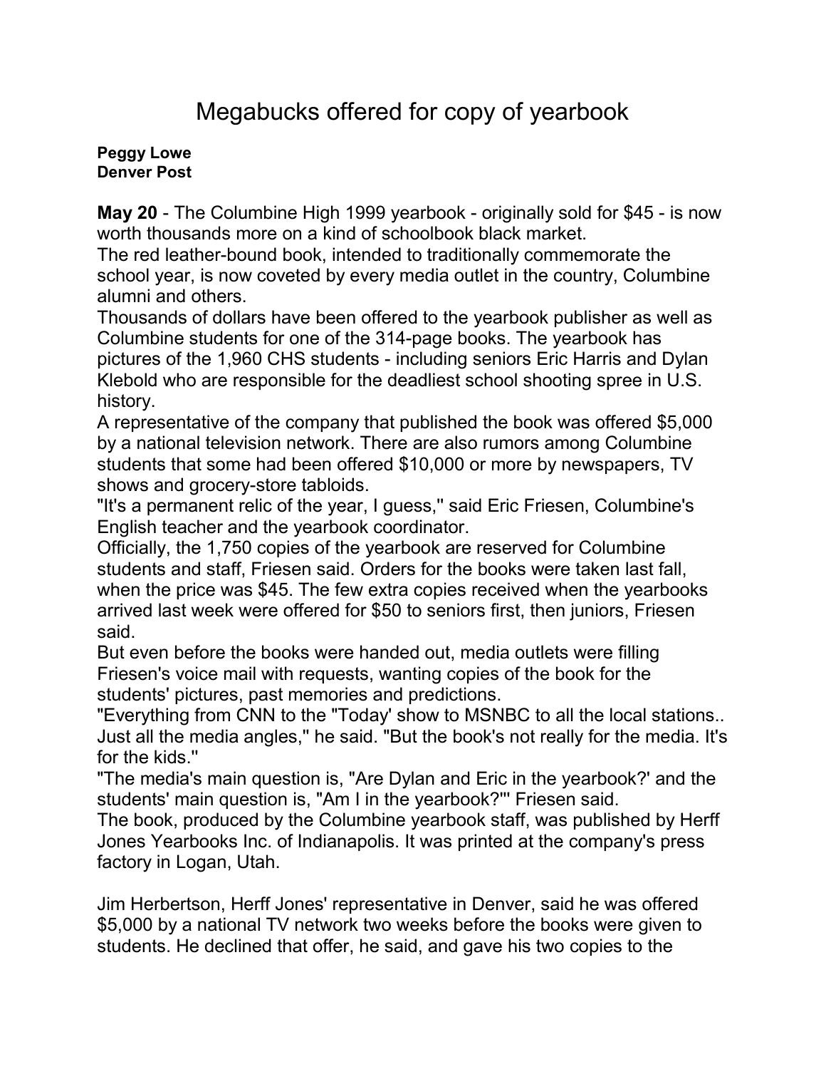# Megabucks offered for copy of yearbook

**Peggy Lowe**
**Denver Post**

**May 20** - The Columbine High 1999 yearbook - originally sold for $45 - is now worth thousands more on a kind of schoolbook black market.

The red leather-bound book, intended to traditionally commemorate the school year, is now coveted by every media outlet in the country, Columbine alumni and others.

Thousands of dollars have been offered to the yearbook publisher as well as Columbine students for one of the 314-page books. The yearbook has pictures of the 1,960 CHS students - including seniors Eric Harris and Dylan Klebold who are responsible for the deadliest school shooting spree in U.S. history.

A representative of the company that published the book was offered $5,000 by a national television network. There are also rumors among Columbine students that some had been offered $10,000 or more by newspapers, TV shows and grocery-store tabloids.

"It's a permanent relic of the year, I guess,'' said Eric Friesen, Columbine's English teacher and the yearbook coordinator.

Officially, the 1,750 copies of the yearbook are reserved for Columbine students and staff, Friesen said. Orders for the books were taken last fall, when the price was $45. The few extra copies received when the yearbooks arrived last week were offered for $50 to seniors first, then juniors, Friesen said.

But even before the books were handed out, media outlets were filling Friesen's voice mail with requests, wanting copies of the book for the students' pictures, past memories and predictions.

"Everything from CNN to the "Today' show to MSNBC to all the local stations.. Just all the media angles,'' he said. "But the book's not really for the media. It's for the kids.''

"The media's main question is, "Are Dylan and Eric in the yearbook?' and the students' main question is, "Am I in the yearbook?''' Friesen said.

The book, produced by the Columbine yearbook staff, was published by Herff Jones Yearbooks Inc. of Indianapolis. It was printed at the company's press factory in Logan, Utah.

Jim Herbertson, Herff Jones' representative in Denver, said he was offered $5,000 by a national TV network two weeks before the books were given to students. He declined that offer, he said, and gave his two copies to the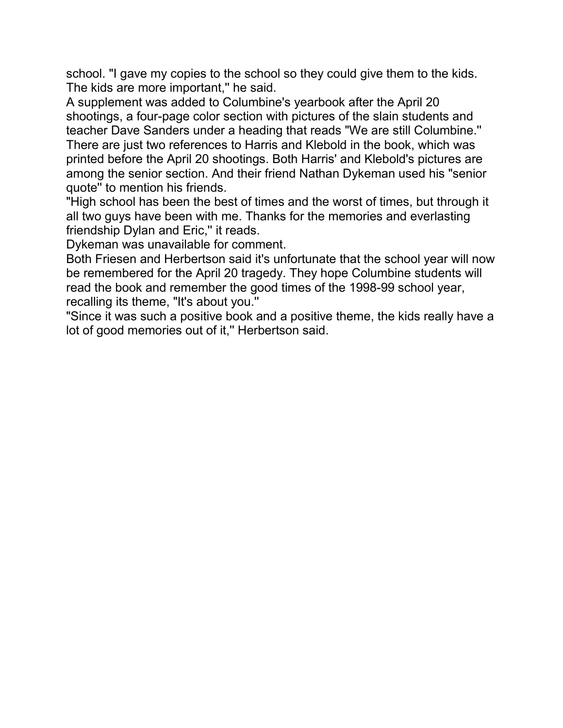school. "I gave my copies to the school so they could give them to the kids. The kids are more important,'' he said.

A supplement was added to Columbine's yearbook after the April 20 shootings, a four-page color section with pictures of the slain students and teacher Dave Sanders under a heading that reads ''We are still Columbine.''

There are just two references to Harris and Klebold in the book, which was printed before the April 20 shootings. Both Harris' and Klebold's pictures are among the senior section. And their friend Nathan Dykeman used his "senior quote'' to mention his friends.

"High school has been the best of times and the worst of times, but through it all two guys have been with me. Thanks for the memories and everlasting friendship Dylan and Eric,'' it reads.

Dykeman was unavailable for comment.

Both Friesen and Herbertson said it's unfortunate that the school year will now be remembered for the April 20 tragedy. They hope Columbine students will read the book and remember the good times of the 1998-99 school year, recalling its theme, "It's about you.''

"Since it was such a positive book and a positive theme, the kids really have a lot of good memories out of it,'' Herbertson said.